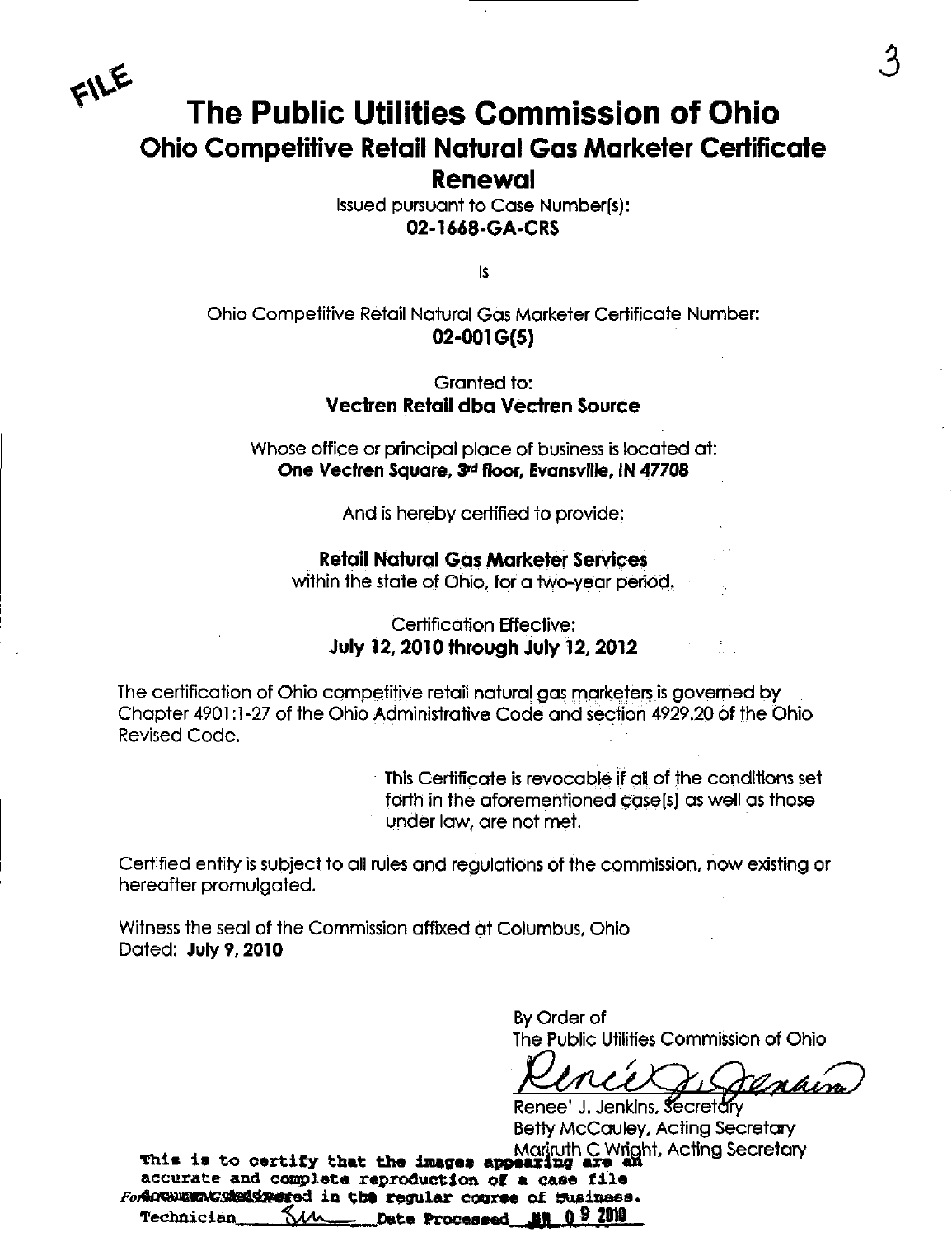FILE

# The Public Utilities Commission of Ohio

## Ohio Competitive Retail Natural Gas Marketer Certificate Renewal

Issued pursuant to Case Number(s):
**02-1668-GA-CRS**

Is

Ohio Competitive Retail Natural Gas Marketer Certificate Number:
**02-001G(5)**

Granted to:
**Vectren Retail dba Vectren Source**

Whose office or principal place of business is located at:
**One Vectren Square, 3rd floor, Evansville, IN 47708**

And is hereby certified to provide:

**Retail Natural Gas Marketer Services**
within the state of Ohio, for a two-year period.

Certification Effective:
**July 12, 2010 through July 12, 2012**

The certification of Ohio competitive retail natural gas marketers is governed by Chapter 4901:1-27 of the Ohio Administrative Code and section 4929.20 of the Ohio Revised Code.

This Certificate is revocable if all of the conditions set forth in the aforementioned case(s) as well as those under law, are not met.

Certified entity is subject to all rules and regulations of the commission, now existing or hereafter promulgated.

Witness the seal of the Commission affixed at Columbus, Ohio
Dated: **July 9, 2010**

By Order of
The Public Utilities Commission of Ohio

Renee' J. Jenkins, Secretary
Betty McCauley, Acting Secretary
Mariruth C Wright, Acting Secretary

This is to certify that the images appearing are an accurate and complete reproduction of a case file document delivered in the regular course of business.
Technician SM Date Processed JUL 0 9 2010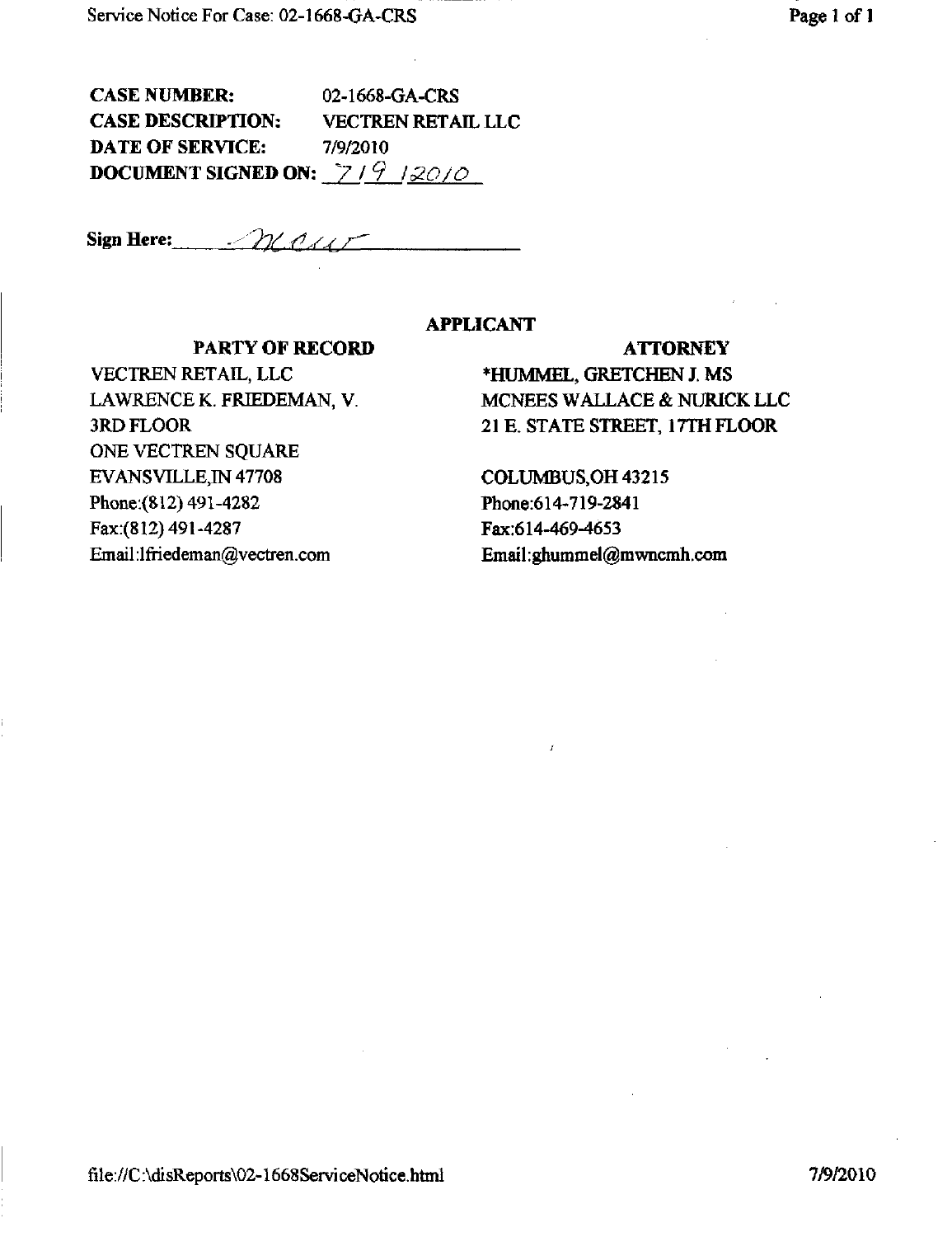**CASE NUMBER:** 02-1668-GA-CRS
**CASE DESCRIPTION:** VECTREN RETAIL LLC
**DATE OF SERVICE:** 7/9/2010
**DOCUMENT SIGNED ON:** 7/9/2010

**Sign Here:** _mcur_

**APPLICANT**

| PARTY OF RECORD | ATTORNEY |
|---|---|
| VECTREN RETAIL, LLC | *HUMMEL, GRETCHEN J. MS |
| LAWRENCE K. FRIEDEMAN, V. | MCNEES WALLACE & NURICK LLC |
| 3RD FLOOR | 21 E. STATE STREET, 17TH FLOOR |
| ONE VECTREN SQUARE | |
| EVANSVILLE,IN 47708 | COLUMBUS,OH 43215 |
| Phone:(812) 491-4282 | Phone:614-719-2841 |
| Fax:(812) 491-4287 | Fax:614-469-4653 |
| Email:lfriedeman@vectren.com | Email:ghummel@mwncmh.com |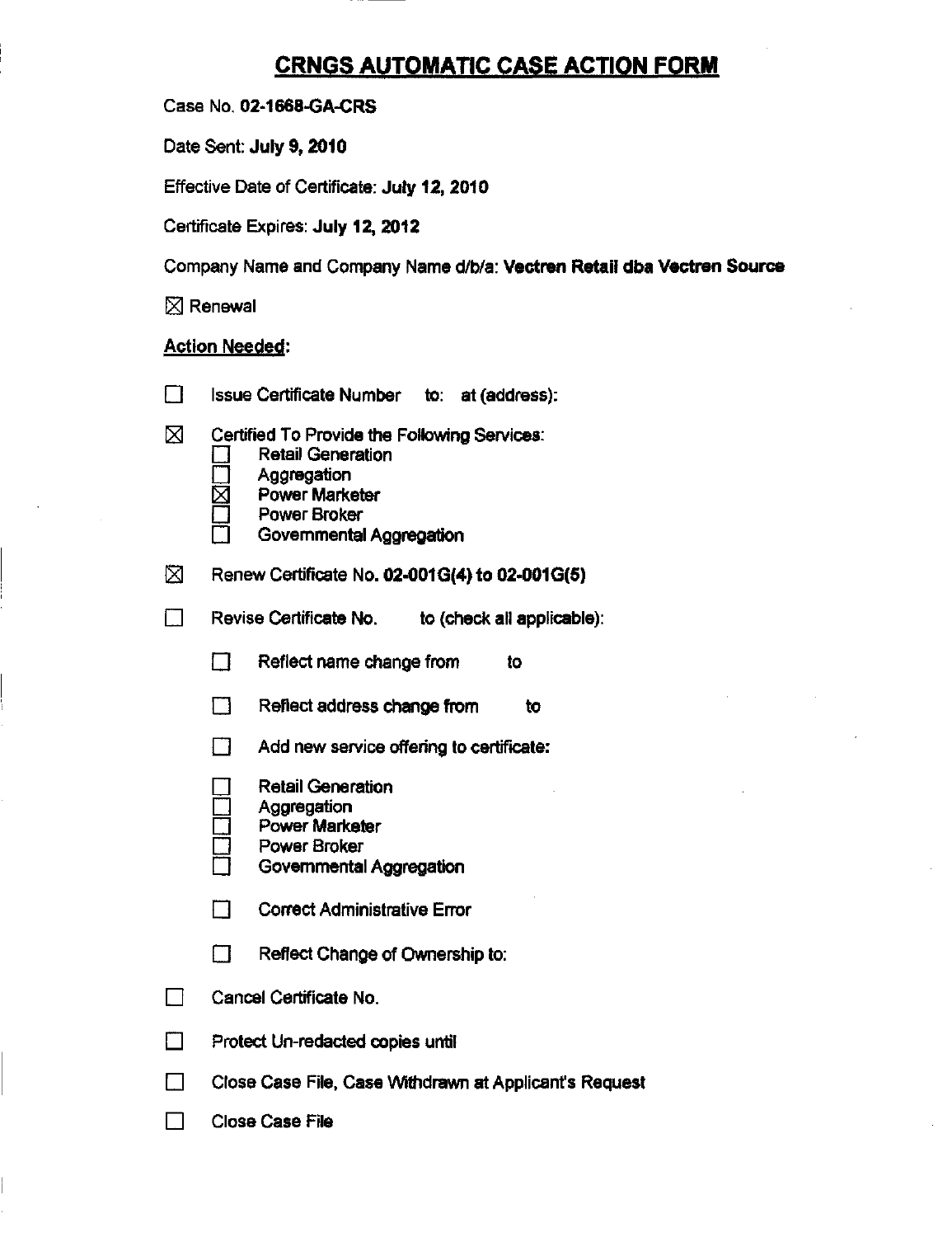# CRNGS AUTOMATIC CASE ACTION FORM

Case No. **02-1668-GA-CRS**

Date Sent: **July 9, 2010**

Effective Date of Certificate: **July 12, 2010**

Certificate Expires: **July 12, 2012**

Company Name and Company Name d/b/a: **Vectren Retail dba Vectren Source**

☒ Renewal

**Action Needed:**

☐ Issue Certificate Number to: at (address):

☒ Certified To Provide the Following Services:
- ☐ Retail Generation
- ☐ Aggregation
- ☒ Power Marketer
- ☐ Power Broker
- ☐ Governmental Aggregation

☒ Renew Certificate No. **02-001G(4) to 02-001G(5)**

☐ Revise Certificate No. to (check all applicable):

- ☐ Reflect name change from to
- ☐ Reflect address change from to
- ☐ Add new service offering to certificate:
  - ☐ Retail Generation
  - ☐ Aggregation
  - ☐ Power Marketer
  - ☐ Power Broker
  - ☐ Governmental Aggregation
- ☐ Correct Administrative Error
- ☐ Reflect Change of Ownership to:

☐ Cancel Certificate No.

☐ Protect Un-redacted copies until

☐ Close Case File, Case Withdrawn at Applicant's Request

☐ Close Case File